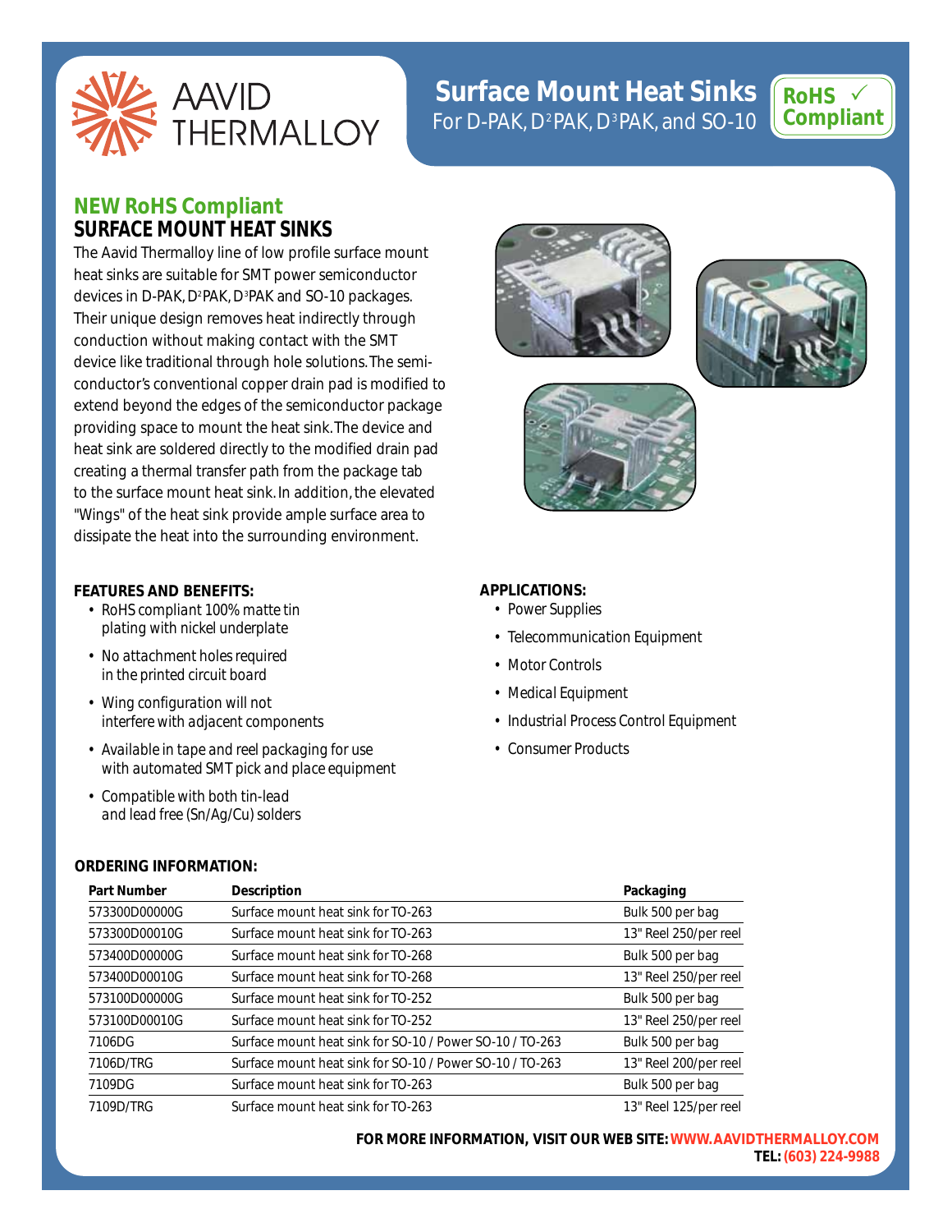AAVID THERMALLOY

# Surface Mount Heat Sinks

For D-PAK, D²PAK, D³PAK, and SO-10

RoHS ✓ Compliant

## NEW RoHS Compliant
## SURFACE MOUNT HEAT SINKS

The Aavid Thermalloy line of low profile surface mount heat sinks are suitable for SMT power semiconductor devices in D-PAK, D²PAK, D³PAK and SO-10 packages. Their unique design removes heat indirectly through conduction without making contact with the SMT device like traditional through hole solutions. The semiconductor's conventional copper drain pad is modified to extend beyond the edges of the semiconductor package providing space to mount the heat sink. The device and heat sink are soldered directly to the modified drain pad creating a thermal transfer path from the package tab to the surface mount heat sink. In addition, the elevated "Wings" of the heat sink provide ample surface area to dissipate the heat into the surrounding environment.

### FEATURES AND BENEFITS:

- *RoHS compliant 100% matte tin plating with nickel underplate*
- *No attachment holes required in the printed circuit board*
- *Wing configuration will not interfere with adjacent components*
- *Available in tape and reel packaging for use with automated SMT pick and place equipment*
- *Compatible with both tin-lead and lead free (Sn/Ag/Cu) solders*

### APPLICATIONS:

- Power Supplies
- Telecommunication Equipment
- Motor Controls
- Medical Equipment
- Industrial Process Control Equipment
- Consumer Products

### ORDERING INFORMATION:

| Part Number | Description | Packaging |
|---|---|---|
| 573300D00000G | Surface mount heat sink for TO-263 | Bulk 500 per bag |
| 573300D00010G | Surface mount heat sink for TO-263 | 13" Reel 250/per reel |
| 573400D00000G | Surface mount heat sink for TO-268 | Bulk 500 per bag |
| 573400D00010G | Surface mount heat sink for TO-268 | 13" Reel 250/per reel |
| 573100D00000G | Surface mount heat sink for TO-252 | Bulk 500 per bag |
| 573100D00010G | Surface mount heat sink for TO-252 | 13" Reel 250/per reel |
| 7106DG | Surface mount heat sink for SO-10 / Power SO-10 / TO-263 | Bulk 500 per bag |
| 7106D/TRG | Surface mount heat sink for SO-10 / Power SO-10 / TO-263 | 13" Reel 200/per reel |
| 7109DG | Surface mount heat sink for TO-263 | Bulk 500 per bag |
| 7109D/TRG | Surface mount heat sink for TO-263 | 13" Reel 125/per reel |

**FOR MORE INFORMATION, VISIT OUR WEB SITE: WWW.AAVIDTHERMALLOY.COM**
**TEL: (603) 224-9988**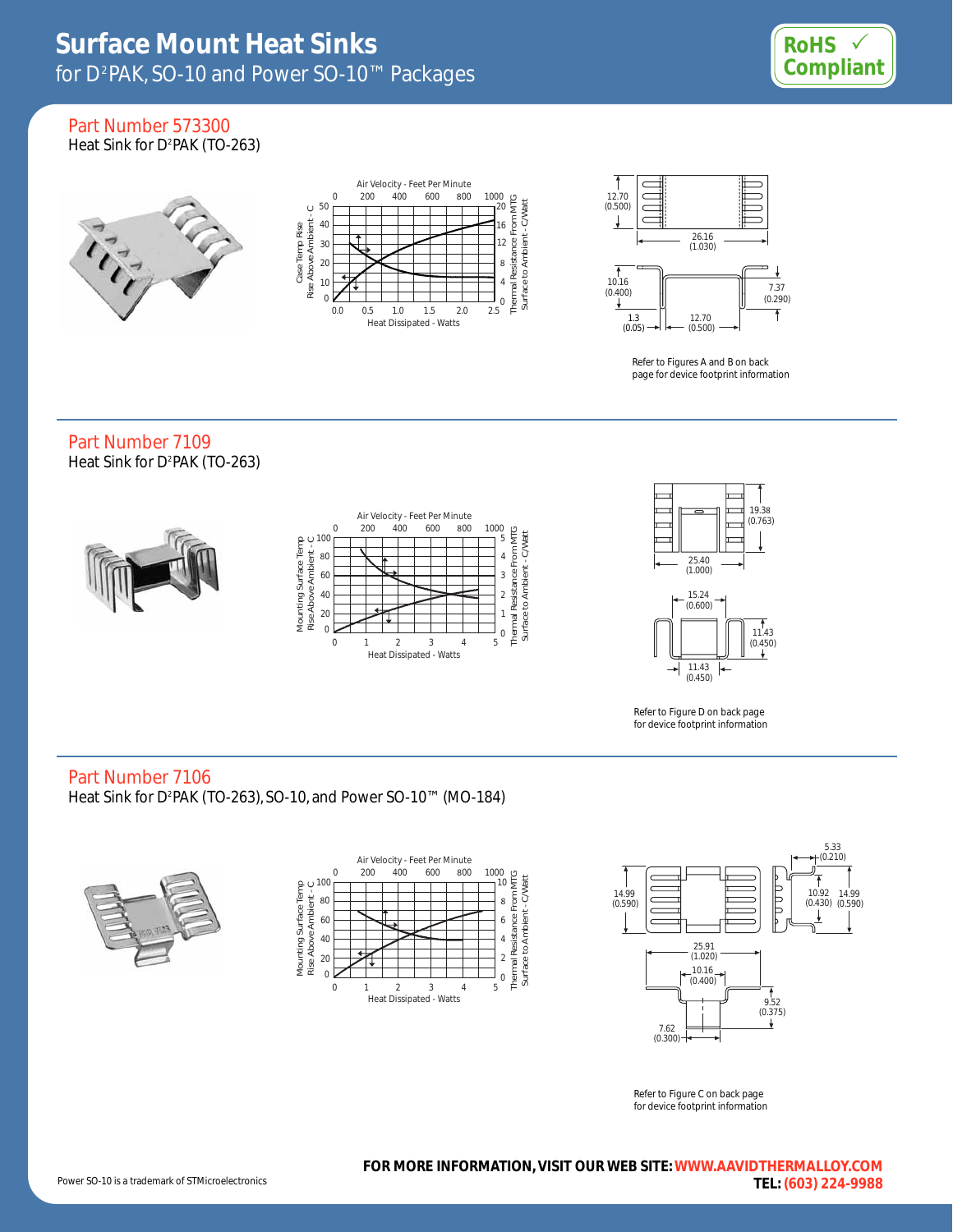# Surface Mount Heat Sinks

for D²PAK, SO-10 and Power SO-10™ Packages

RoHS ✓ Compliant

## Part Number 573300

Heat Sink for D²PAK (TO-263)

Air Velocity - Feet Per Minute

Case Temp Rise Above Ambient - C

Thermal Resistance From MTG Surface to Ambient - C/Watt

Heat Dissipated - Watts

12.70 (0.500)

26.16 (1.030)

10.16 (0.400)

7.37 (0.290)

1.3 (0.05)

12.70 (0.500)

Refer to Figures A and B on back page for device footprint information

## Part Number 7109

Heat Sink for D²PAK (TO-263)

Air Velocity - Feet Per Minute

Mounting Surface Temp Rise Above Ambient - C

Thermal Resistance From MTG Surface to Ambient - C/Watt

Heat Dissipated - Watts

19.38 (0.763)

25.40 (1.000)

15.24 (0.600)

11.43 (0.450)

11.43 (0.450)

Refer to Figure D on back page for device footprint information

## Part Number 7106

Heat Sink for D²PAK (TO-263), SO-10, and Power SO-10™ (MO-184)

Air Velocity - Feet Per Minute

Mounting Surface Temp Rise Above Ambient - C

Thermal Resistance From MTG Surface to Ambient - C/Watt

Heat Dissipated - Watts

14.99 (0.590)

5.33 (0.210)

10.92 (0.430)

14.99 (0.590)

25.91 (1.020)

10.16 (0.400)

9.52 (0.375)

7.62 (0.300)

Refer to Figure C on back page for device footprint information

Power SO-10 is a trademark of STMicroelectronics

**FOR MORE INFORMATION, VISIT OUR WEB SITE: WWW.AAVIDTHERMALLOY.COM**

**TEL: (603) 224-9988**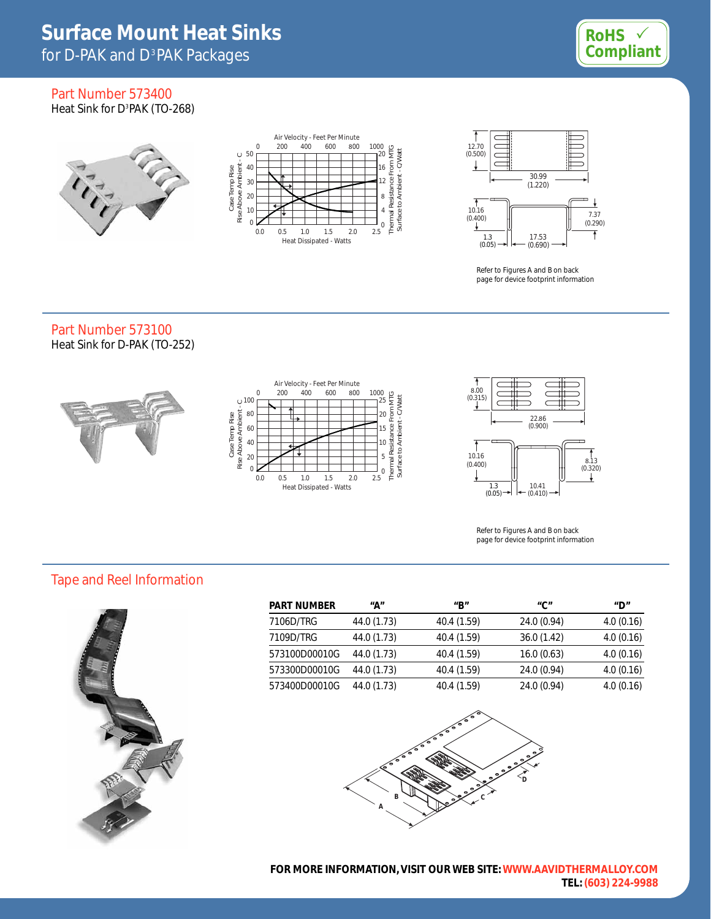# Surface Mount Heat Sinks

for D-PAK and D³PAK Packages

RoHS ✓ Compliant

## Part Number 573400

Heat Sink for D³PAK (TO-268)

Air Velocity - Feet Per Minute

Case Temp Rise Rise Above Ambient - C

Thermal Resistance From MTG Surface to Ambient - C/Watt

Heat Dissipated - Watts

12.70 (0.500)

30.99 (1.220)

10.16 (0.400)

7.37 (0.290)

1.3 (0.05)

17.53 (0.690)

Refer to Figures A and B on back page for device footprint information

## Part Number 573100

Heat Sink for D-PAK (TO-252)

Air Velocity - Feet Per Minute

Case Temp Rise Rise Above Ambient - C

Thermal Resistance From MTG Surface to Ambient - C/Watt

Heat Dissipated - Watts

8.00 (0.315)

22.86 (0.900)

10.16 (0.400)

8.13 (0.320)

1.3 (0.05)

10.41 (0.410)

Refer to Figures A and B on back page for device footprint information

## Tape and Reel Information

| PART NUMBER | "A" | "B" | "C" | "D" |
|---|---|---|---|---|
| 7106D/TRG | 44.0 (1.73) | 40.4 (1.59) | 24.0 (0.94) | 4.0 (0.16) |
| 7109D/TRG | 44.0 (1.73) | 40.4 (1.59) | 36.0 (1.42) | 4.0 (0.16) |
| 573100D00010G | 44.0 (1.73) | 40.4 (1.59) | 16.0 (0.63) | 4.0 (0.16) |
| 573300D00010G | 44.0 (1.73) | 40.4 (1.59) | 24.0 (0.94) | 4.0 (0.16) |
| 573400D00010G | 44.0 (1.73) | 40.4 (1.59) | 24.0 (0.94) | 4.0 (0.16) |

**FOR MORE INFORMATION, VISIT OUR WEB SITE: WWW.AAVIDTHERMALLOY.COM**

**TEL: (603) 224-9988**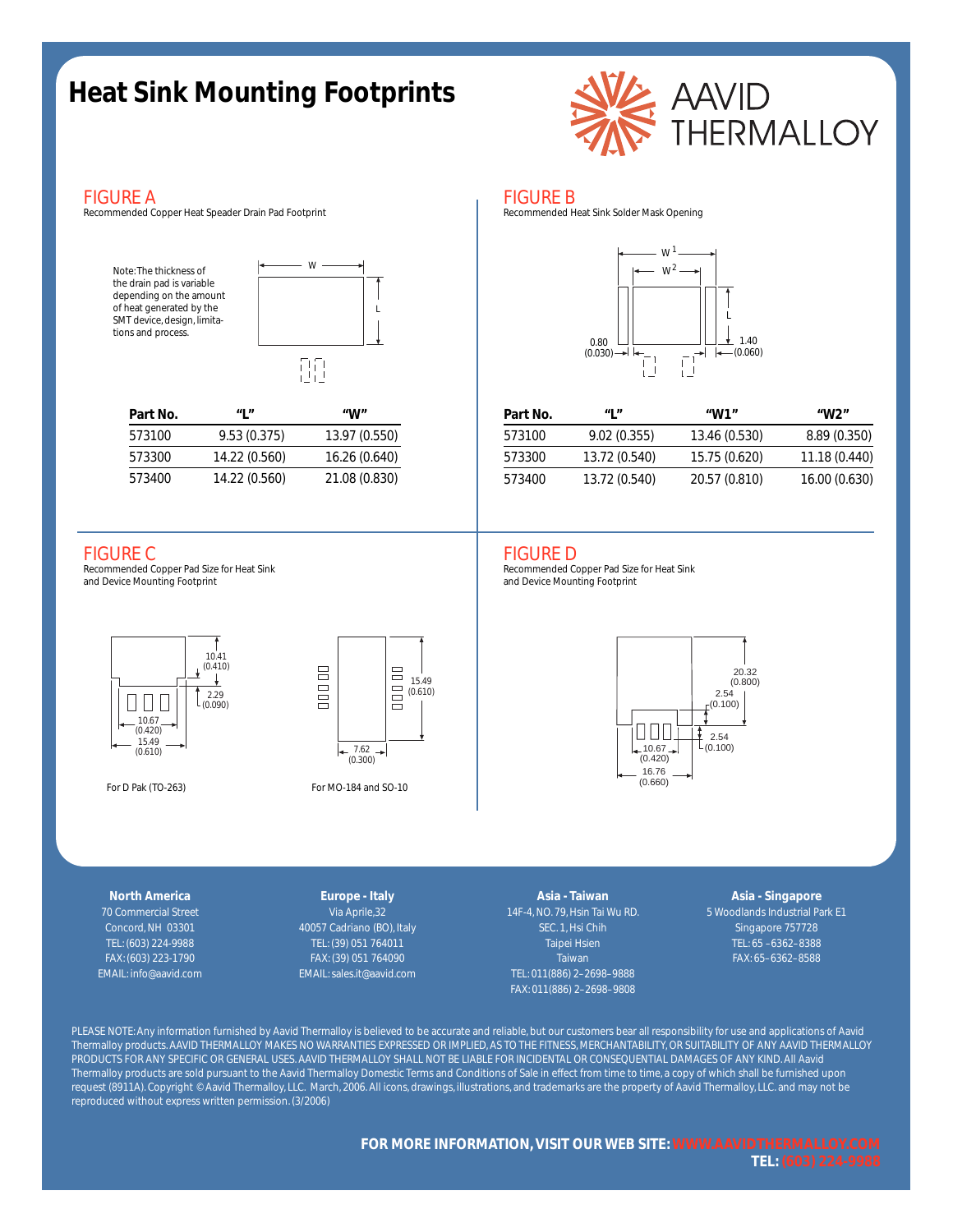# Heat Sink Mounting Footprints

AAVID THERMALLOY

## FIGURE A

Recommended Copper Heat Speader Drain Pad Footprint

Note: The thickness of the drain pad is variable depending on the amount of heat generated by the SMT device, design, limitations and process.

W

L

| Part No. | "L" | "W" |
|---|---|---|
| 573100 | 9.53 (0.375) | 13.97 (0.550) |
| 573300 | 14.22 (0.560) | 16.26 (0.640) |
| 573400 | 14.22 (0.560) | 21.08 (0.830) |

## FIGURE B

Recommended Heat Sink Solder Mask Opening

W 1

W 2

L

0.80 (0.030)

1.40 (0.060)

| Part No. | "L" | "W1" | "W2" |
|---|---|---|---|
| 573100 | 9.02 (0.355) | 13.46 (0.530) | 8.89 (0.350) |
| 573300 | 13.72 (0.540) | 15.75 (0.620) | 11.18 (0.440) |
| 573400 | 13.72 (0.540) | 20.57 (0.810) | 16.00 (0.630) |

## FIGURE C

Recommended Copper Pad Size for Heat Sink and Device Mounting Footprint

10.41 (0.410)

2.29 (0.090)

10.67 (0.420)

15.49 (0.610)

For D Pak (TO-263)

15.49 (0.610)

7.62 (0.300)

For MO-184 and SO-10

## FIGURE D

Recommended Copper Pad Size for Heat Sink and Device Mounting Footprint

20.32 (0.800)

2.54 (0.100)

2.54 (0.100)

10.67 (0.420)

16.76 (0.660)

**North America**
70 Commercial Street
Concord, NH 03301
TEL: (603) 224-9988
FAX: (603) 223-1790
EMAIL: info@aavid.com

**Europe - Italy**
Via Aprile,32
40057 Cadriano (BO), Italy
TEL: (39) 051 764011
FAX: (39) 051 764090
EMAIL: sales.it@aavid.com

**Asia - Taiwan**
14F-4, NO. 79, Hsin Tai Wu RD.
SEC. 1, Hsi Chih
Taipei Hsien
Taiwan
TEL: 011(886) 2–2698–9888
FAX: 011(886) 2–2698–9808

**Asia - Singapore**
5 Woodlands Industrial Park E1
Singapore 757728
TEL: 65 –6362–8388
FAX: 65–6362–8588

PLEASE NOTE: Any information furnished by Aavid Thermalloy is believed to be accurate and reliable, but our customers bear all responsibility for use and applications of Aavid Thermalloy products. AAVID THERMALLOY MAKES NO WARRANTIES EXPRESSED OR IMPLIED, AS TO THE FITNESS, MERCHANTABILITY, OR SUITABILITY OF ANY AAVID THERMALLOY PRODUCTS FOR ANY SPECIFIC OR GENERAL USES. AAVID THERMALLOY SHALL NOT BE LIABLE FOR INCIDENTAL OR CONSEQUENTIAL DAMAGES OF ANY KIND. All Aavid Thermalloy products are sold pursuant to the Aavid Thermalloy Domestic Terms and Conditions of Sale in effect from time to time, a copy of which shall be furnished upon request (8911A). Copyright © Aavid Thermalloy, LLC. March, 2006. All icons, drawings, illustrations, and trademarks are the property of Aavid Thermalloy, LLC. and may not be reproduced without express written permission. (3/2006)

**FOR MORE INFORMATION, VISIT OUR WEB SITE: WWW.AAVIDTHERMALLOY.COM**
**TEL: (603) 224-9988**